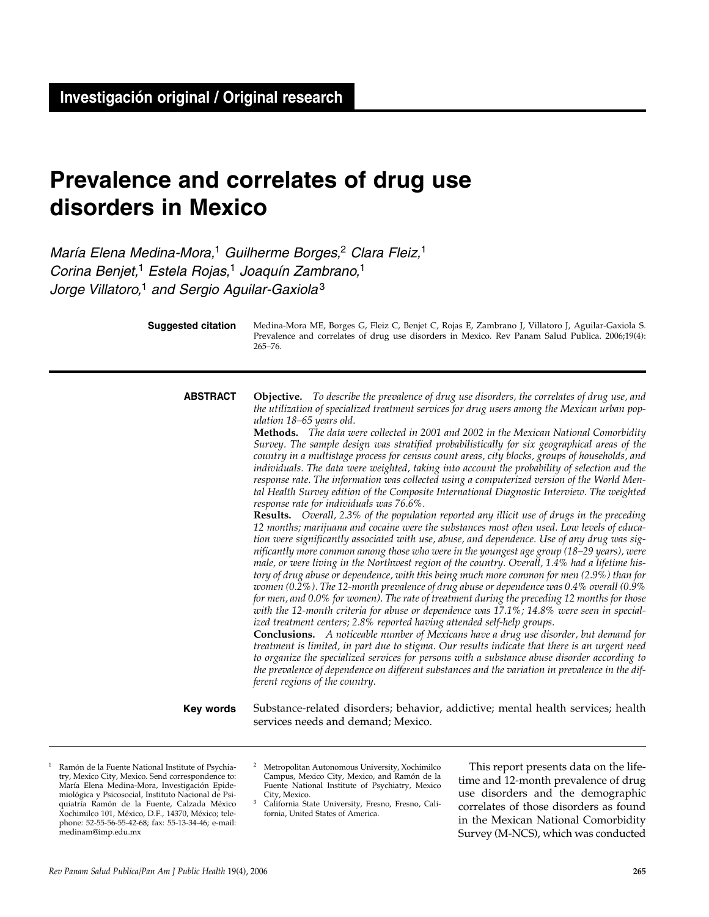**Investigación original / Original research**

# Prevalence and correlates of drug use disorders in Mexico

*María Elena Medina-Mora,[1] Guilherme Borges,[2] Clara Fleiz,[1] Corina Benjet,[1] Estela Rojas,[1] Joaquín Zambrano,[1] Jorge Villatoro,[1] and Sergio Aguilar-Gaxiola[3]*

**Suggested citation** Medina-Mora ME, Borges G, Fleiz C, Benjet C, Rojas E, Zambrano J, Villatoro J, Aguilar-Gaxiola S. Prevalence and correlates of drug use disorders in Mexico. Rev Panam Salud Publica. 2006;19(4): 265–76.

**ABSTRACT**

**Objective.** *To describe the prevalence of drug use disorders, the correlates of drug use, and the utilization of specialized treatment services for drug users among the Mexican urban population 18–65 years old.*

**Methods.** *The data were collected in 2001 and 2002 in the Mexican National Comorbidity Survey. The sample design was stratified probabilistically for six geographical areas of the country in a multistage process for census count areas, city blocks, groups of households, and individuals. The data were weighted, taking into account the probability of selection and the response rate. The information was collected using a computerized version of the World Mental Health Survey edition of the Composite International Diagnostic Interview. The weighted response rate for individuals was 76.6%.*

**Results.** *Overall, 2.3% of the population reported any illicit use of drugs in the preceding 12 months; marijuana and cocaine were the substances most often used. Low levels of education were significantly associated with use, abuse, and dependence. Use of any drug was significantly more common among those who were in the youngest age group (18–29 years), were male, or were living in the Northwest region of the country. Overall, 1.4% had a lifetime history of drug abuse or dependence, with this being much more common for men (2.9%) than for women (0.2%). The 12-month prevalence of drug abuse or dependence was 0.4% overall (0.9% for men, and 0.0% for women). The rate of treatment during the preceding 12 months for those with the 12-month criteria for abuse or dependence was 17.1%; 14.8% were seen in specialized treatment centers; 2.8% reported having attended self-help groups.*

**Conclusions.** *A noticeable number of Mexicans have a drug use disorder, but demand for treatment is limited, in part due to stigma. Our results indicate that there is an urgent need to organize the specialized services for persons with a substance abuse disorder according to the prevalence of dependence on different substances and the variation in prevalence in the different regions of the country.*

**Key words** Substance-related disorders; behavior, addictive; mental health services; health services needs and demand; Mexico.

---

[1] Ramón de la Fuente National Institute of Psychiatry, Mexico City, Mexico. Send correspondence to: María Elena Medina-Mora, Investigación Epidemiológica y Psicosocial, Instituto Nacional de Psiquiatría Ramón de la Fuente, Calzada México Xochimilco 101, México, D.F., 14370, México; telephone: 52-55-56-55-42-68; fax: 55-13-34-46; e-mail: medinam@imp.edu.mx

[2] Metropolitan Autonomous University, Xochimilco Campus, Mexico City, Mexico, and Ramón de la Fuente National Institute of Psychiatry, Mexico City, Mexico.

[3] California State University, Fresno, Fresno, California, United States of America.

This report presents data on the lifetime and 12-month prevalence of drug use disorders and the demographic correlates of those disorders as found in the Mexican National Comorbidity Survey (M-NCS), which was conducted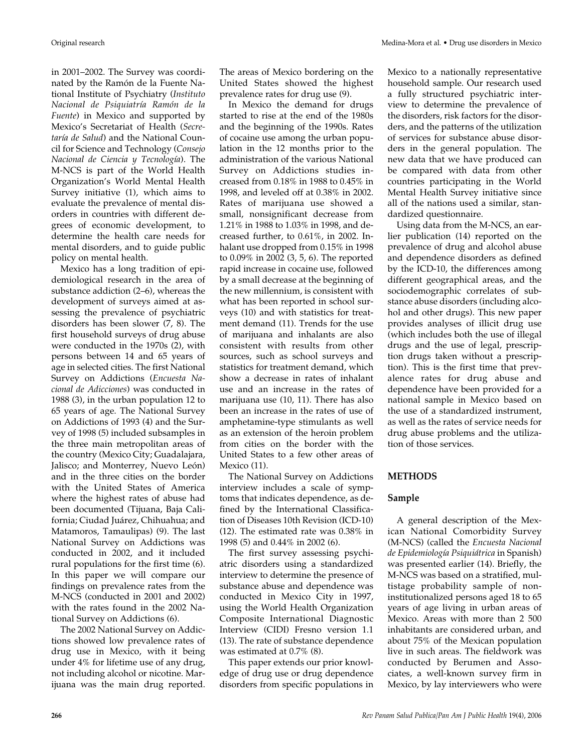in 2001–2002. The Survey was coordinated by the Ramón de la Fuente National Institute of Psychiatry (*Instituto Nacional de Psiquiatría Ramón de la Fuente*) in Mexico and supported by Mexico's Secretariat of Health (*Secretaría de Salud*) and the National Council for Science and Technology (*Consejo Nacional de Ciencia y Tecnología*). The M-NCS is part of the World Health Organization's World Mental Health Survey initiative (1), which aims to evaluate the prevalence of mental disorders in countries with different degrees of economic development, to determine the health care needs for mental disorders, and to guide public policy on mental health.

Mexico has a long tradition of epidemiological research in the area of substance addiction (2–6), whereas the development of surveys aimed at assessing the prevalence of psychiatric disorders has been slower (7, 8). The first household surveys of drug abuse were conducted in the 1970s (2), with persons between 14 and 65 years of age in selected cities. The first National Survey on Addictions (*Encuesta Nacional de Adicciones*) was conducted in 1988 (3), in the urban population 12 to 65 years of age. The National Survey on Addictions of 1993 (4) and the Survey of 1998 (5) included subsamples in the three main metropolitan areas of the country (Mexico City; Guadalajara, Jalisco; and Monterrey, Nuevo León) and in the three cities on the border with the United States of America where the highest rates of abuse had been documented (Tijuana, Baja California; Ciudad Juárez, Chihuahua; and Matamoros, Tamaulipas) (9). The last National Survey on Addictions was conducted in 2002, and it included rural populations for the first time (6). In this paper we will compare our findings on prevalence rates from the M-NCS (conducted in 2001 and 2002) with the rates found in the 2002 National Survey on Addictions (6).

The 2002 National Survey on Addictions showed low prevalence rates of drug use in Mexico, with it being under 4% for lifetime use of any drug, not including alcohol or nicotine. Marijuana was the main drug reported. The areas of Mexico bordering on the United States showed the highest prevalence rates for drug use (9).

In Mexico the demand for drugs started to rise at the end of the 1980s and the beginning of the 1990s. Rates of cocaine use among the urban population in the 12 months prior to the administration of the various National Survey on Addictions studies increased from 0.18% in 1988 to 0.45% in 1998, and leveled off at 0.38% in 2002. Rates of marijuana use showed a small, nonsignificant decrease from 1.21% in 1988 to 1.03% in 1998, and decreased further, to 0.61%, in 2002. Inhalant use dropped from 0.15% in 1998 to 0.09% in 2002 (3, 5, 6). The reported rapid increase in cocaine use, followed by a small decrease at the beginning of the new millennium, is consistent with what has been reported in school surveys (10) and with statistics for treatment demand (11). Trends for the use of marijuana and inhalants are also consistent with results from other sources, such as school surveys and statistics for treatment demand, which show a decrease in rates of inhalant use and an increase in the rates of marijuana use (10, 11). There has also been an increase in the rates of use of amphetamine-type stimulants as well as an extension of the heroin problem from cities on the border with the United States to a few other areas of Mexico (11).

The National Survey on Addictions interview includes a scale of symptoms that indicates dependence, as defined by the International Classification of Diseases 10th Revision (ICD-10) (12). The estimated rate was 0.38% in 1998 (5) and 0.44% in 2002 (6).

The first survey assessing psychiatric disorders using a standardized interview to determine the presence of substance abuse and dependence was conducted in Mexico City in 1997, using the World Health Organization Composite International Diagnostic Interview (CIDI) Fresno version 1.1 (13). The rate of substance dependence was estimated at 0.7% (8).

This paper extends our prior knowledge of drug use or drug dependence disorders from specific populations in Mexico to a nationally representative household sample. Our research used a fully structured psychiatric interview to determine the prevalence of the disorders, risk factors for the disorders, and the patterns of the utilization of services for substance abuse disorders in the general population. The new data that we have produced can be compared with data from other countries participating in the World Mental Health Survey initiative since all of the nations used a similar, standardized questionnaire.

Using data from the M-NCS, an earlier publication (14) reported on the prevalence of drug and alcohol abuse and dependence disorders as defined by the ICD-10, the differences among different geographical areas, and the sociodemographic correlates of substance abuse disorders (including alcohol and other drugs). This new paper provides analyses of illicit drug use (which includes both the use of illegal drugs and the use of legal, prescription drugs taken without a prescription). This is the first time that prevalence rates for drug abuse and dependence have been provided for a national sample in Mexico based on the use of a standardized instrument, as well as the rates of service needs for drug abuse problems and the utilization of those services.

## METHODS

### Sample

A general description of the Mexican National Comorbidity Survey (M-NCS) (called the *Encuesta Nacional de Epidemiología Psiquiátrica* in Spanish) was presented earlier (14). Briefly, the M-NCS was based on a stratified, multistage probability sample of noninstitutionalized persons aged 18 to 65 years of age living in urban areas of Mexico. Areas with more than 2 500 inhabitants are considered urban, and about 75% of the Mexican population live in such areas. The fieldwork was conducted by Berumen and Associates, a well-known survey firm in Mexico, by lay interviewers who were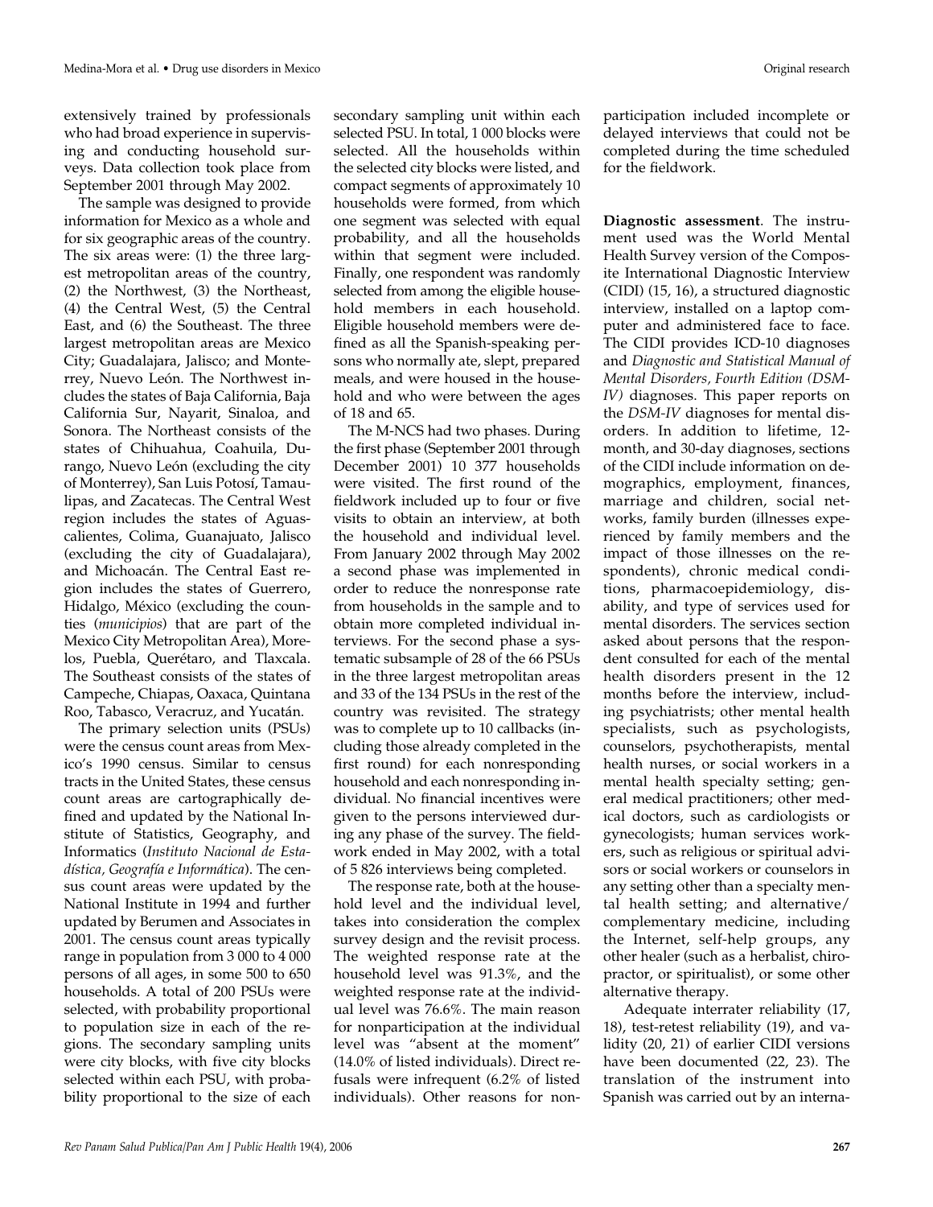extensively trained by professionals who had broad experience in supervising and conducting household surveys. Data collection took place from September 2001 through May 2002.

The sample was designed to provide information for Mexico as a whole and for six geographic areas of the country. The six areas were: (1) the three largest metropolitan areas of the country, (2) the Northwest, (3) the Northeast, (4) the Central West, (5) the Central East, and (6) the Southeast. The three largest metropolitan areas are Mexico City; Guadalajara, Jalisco; and Monterrey, Nuevo León. The Northwest includes the states of Baja California, Baja California Sur, Nayarit, Sinaloa, and Sonora. The Northeast consists of the states of Chihuahua, Coahuila, Durango, Nuevo León (excluding the city of Monterrey), San Luis Potosí, Tamaulipas, and Zacatecas. The Central West region includes the states of Aguascalientes, Colima, Guanajuato, Jalisco (excluding the city of Guadalajara), and Michoacán. The Central East region includes the states of Guerrero, Hidalgo, México (excluding the counties (*municipios*) that are part of the Mexico City Metropolitan Area), Morelos, Puebla, Querétaro, and Tlaxcala. The Southeast consists of the states of Campeche, Chiapas, Oaxaca, Quintana Roo, Tabasco, Veracruz, and Yucatán.

The primary selection units (PSUs) were the census count areas from Mexico's 1990 census. Similar to census tracts in the United States, these census count areas are cartographically defined and updated by the National Institute of Statistics, Geography, and Informatics (*Instituto Nacional de Estadística, Geografía e Informática*). The census count areas were updated by the National Institute in 1994 and further updated by Berumen and Associates in 2001. The census count areas typically range in population from 3 000 to 4 000 persons of all ages, in some 500 to 650 households. A total of 200 PSUs were selected, with probability proportional to population size in each of the regions. The secondary sampling units were city blocks, with five city blocks selected within each PSU, with probability proportional to the size of each secondary sampling unit within each selected PSU. In total, 1 000 blocks were selected. All the households within the selected city blocks were listed, and compact segments of approximately 10 households were formed, from which one segment was selected with equal probability, and all the households within that segment were included. Finally, one respondent was randomly selected from among the eligible household members in each household. Eligible household members were defined as all the Spanish-speaking persons who normally ate, slept, prepared meals, and were housed in the household and who were between the ages of 18 and 65.

The M-NCS had two phases. During the first phase (September 2001 through December 2001) 10 377 households were visited. The first round of the fieldwork included up to four or five visits to obtain an interview, at both the household and individual level. From January 2002 through May 2002 a second phase was implemented in order to reduce the nonresponse rate from households in the sample and to obtain more completed individual interviews. For the second phase a systematic subsample of 28 of the 66 PSUs in the three largest metropolitan areas and 33 of the 134 PSUs in the rest of the country was revisited. The strategy was to complete up to 10 callbacks (including those already completed in the first round) for each nonresponding household and each nonresponding individual. No financial incentives were given to the persons interviewed during any phase of the survey. The fieldwork ended in May 2002, with a total of 5 826 interviews being completed.

The response rate, both at the household level and the individual level, takes into consideration the complex survey design and the revisit process. The weighted response rate at the household level was 91.3%, and the weighted response rate at the individual level was 76.6%. The main reason for nonparticipation at the individual level was "absent at the moment" (14.0% of listed individuals). Direct refusals were infrequent (6.2% of listed individuals). Other reasons for nonparticipation included incomplete or delayed interviews that could not be completed during the time scheduled for the fieldwork.

**Diagnostic assessment**. The instrument used was the World Mental Health Survey version of the Composite International Diagnostic Interview (CIDI) (15, 16), a structured diagnostic interview, installed on a laptop computer and administered face to face. The CIDI provides ICD-10 diagnoses and *Diagnostic and Statistical Manual of Mental Disorders, Fourth Edition (DSM-IV)* diagnoses. This paper reports on the *DSM-IV* diagnoses for mental disorders. In addition to lifetime, 12-month, and 30-day diagnoses, sections of the CIDI include information on demographics, employment, finances, marriage and children, social networks, family burden (illnesses experienced by family members and the impact of those illnesses on the respondents), chronic medical conditions, pharmacoepidemiology, disability, and type of services used for mental disorders. The services section asked about persons that the respondent consulted for each of the mental health disorders present in the 12 months before the interview, including psychiatrists; other mental health specialists, such as psychologists, counselors, psychotherapists, mental health nurses, or social workers in a mental health specialty setting; general medical practitioners; other medical doctors, such as cardiologists or gynecologists; human services workers, such as religious or spiritual advisors or social workers or counselors in any setting other than a specialty mental health setting; and alternative/complementary medicine, including the Internet, self-help groups, any other healer (such as a herbalist, chiropractor, or spiritualist), or some other alternative therapy.

Adequate interrater reliability (17, 18), test-retest reliability (19), and validity (20, 21) of earlier CIDI versions have been documented (22, 23). The translation of the instrument into Spanish was carried out by an interna-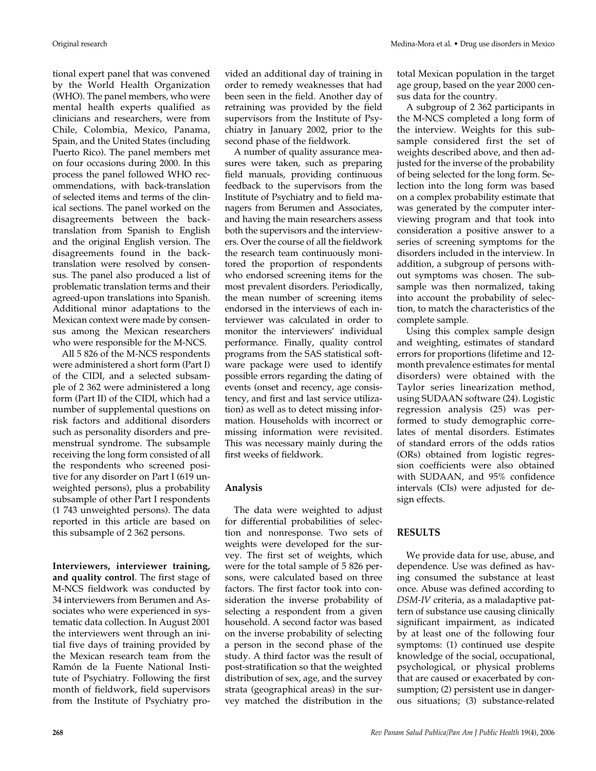tional expert panel that was convened by the World Health Organization (WHO). The panel members, who were mental health experts qualified as clinicians and researchers, were from Chile, Colombia, Mexico, Panama, Spain, and the United States (including Puerto Rico). The panel members met on four occasions during 2000. In this process the panel followed WHO recommendations, with back-translation of selected items and terms of the clinical sections. The panel worked on the disagreements between the back-translation from Spanish to English and the original English version. The disagreements found in the back-translation were resolved by consensus. The panel also produced a list of problematic translation terms and their agreed-upon translations into Spanish. Additional minor adaptations to the Mexican context were made by consensus among the Mexican researchers who were responsible for the M-NCS.

All 5 826 of the M-NCS respondents were administered a short form (Part I) of the CIDI, and a selected subsample of 2 362 were administered a long form (Part II) of the CIDI, which had a number of supplemental questions on risk factors and additional disorders such as personality disorders and premenstrual syndrome. The subsample receiving the long form consisted of all the respondents who screened positive for any disorder on Part I (619 unweighted persons), plus a probability subsample of other Part I respondents (1 743 unweighted persons). The data reported in this article are based on this subsample of 2 362 persons.

**Interviewers, interviewer training, and quality control**. The first stage of M-NCS fieldwork was conducted by 34 interviewers from Berumen and Associates who were experienced in systematic data collection. In August 2001 the interviewers went through an initial five days of training provided by the Mexican research team from the Ramón de la Fuente National Institute of Psychiatry. Following the first month of fieldwork, field supervisors from the Institute of Psychiatry provided an additional day of training in order to remedy weaknesses that had been seen in the field. Another day of retraining was provided by the field supervisors from the Institute of Psychiatry in January 2002, prior to the second phase of the fieldwork.

A number of quality assurance measures were taken, such as preparing field manuals, providing continuous feedback to the supervisors from the Institute of Psychiatry and to field managers from Berumen and Associates, and having the main researchers assess both the supervisors and the interviewers. Over the course of all the fieldwork the research team continuously monitored the proportion of respondents who endorsed screening items for the most prevalent disorders. Periodically, the mean number of screening items endorsed in the interviews of each interviewer was calculated in order to monitor the interviewers' individual performance. Finally, quality control programs from the SAS statistical software package were used to identify possible errors regarding the dating of events (onset and recency, age consistency, and first and last service utilization) as well as to detect missing information. Households with incorrect or missing information were revisited. This was necessary mainly during the first weeks of fieldwork.

## Analysis

The data were weighted to adjust for differential probabilities of selection and nonresponse. Two sets of weights were developed for the survey. The first set of weights, which were for the total sample of 5 826 persons, were calculated based on three factors. The first factor took into consideration the inverse probability of selecting a respondent from a given household. A second factor was based on the inverse probability of selecting a person in the second phase of the study. A third factor was the result of post-stratification so that the weighted distribution of sex, age, and the survey strata (geographical areas) in the survey matched the distribution in the total Mexican population in the target age group, based on the year 2000 census data for the country.

A subgroup of 2 362 participants in the M-NCS completed a long form of the interview. Weights for this subsample considered first the set of weights described above, and then adjusted for the inverse of the probability of being selected for the long form. Selection into the long form was based on a complex probability estimate that was generated by the computer interviewing program and that took into consideration a positive answer to a series of screening symptoms for the disorders included in the interview. In addition, a subgroup of persons without symptoms was chosen. The subsample was then normalized, taking into account the probability of selection, to match the characteristics of the complete sample.

Using this complex sample design and weighting, estimates of standard errors for proportions (lifetime and 12-month prevalence estimates for mental disorders) were obtained with the Taylor series linearization method, using SUDAAN software (24). Logistic regression analysis (25) was performed to study demographic correlates of mental disorders. Estimates of standard errors of the odds ratios (ORs) obtained from logistic regression coefficients were also obtained with SUDAAN, and 95% confidence intervals (CIs) were adjusted for design effects.

## RESULTS

We provide data for use, abuse, and dependence. Use was defined as having consumed the substance at least once. Abuse was defined according to *DSM-IV* criteria, as a maladaptive pattern of substance use causing clinically significant impairment, as indicated by at least one of the following four symptoms: (1) continued use despite knowledge of the social, occupational, psychological, or physical problems that are caused or exacerbated by consumption; (2) persistent use in dangerous situations; (3) substance-related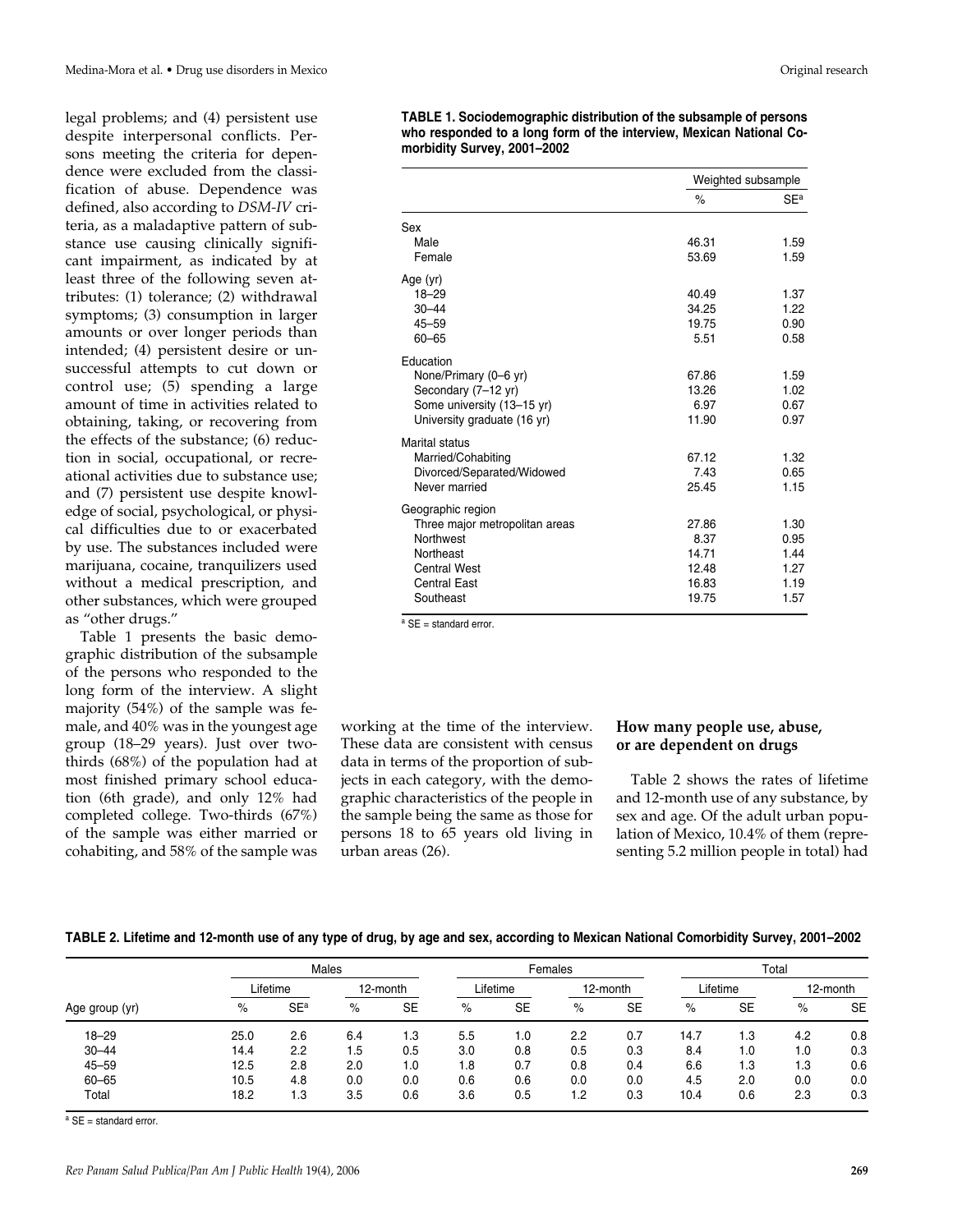legal problems; and (4) persistent use despite interpersonal conflicts. Persons meeting the criteria for dependence were excluded from the classification of abuse. Dependence was defined, also according to *DSM-IV* criteria, as a maladaptive pattern of substance use causing clinically significant impairment, as indicated by at least three of the following seven attributes: (1) tolerance; (2) withdrawal symptoms; (3) consumption in larger amounts or over longer periods than intended; (4) persistent desire or unsuccessful attempts to cut down or control use; (5) spending a large amount of time in activities related to obtaining, taking, or recovering from the effects of the substance; (6) reduction in social, occupational, or recreational activities due to substance use; and (7) persistent use despite knowledge of social, psychological, or physical difficulties due to or exacerbated by use. The substances included were marijuana, cocaine, tranquilizers used without a medical prescription, and other substances, which were grouped as "other drugs."

Table 1 presents the basic demographic distribution of the subsample of the persons who responded to the long form of the interview. A slight majority (54%) of the sample was female, and 40% was in the youngest age group (18–29 years). Just over two-thirds (68%) of the population had at most finished primary school education (6th grade), and only 12% had completed college. Two-thirds (67%) of the sample was either married or cohabiting, and 58% of the sample was working at the time of the interview. These data are consistent with census data in terms of the proportion of subjects in each category, with the demographic characteristics of the people in the sample being the same as those for persons 18 to 65 years old living in urban areas (26).

**TABLE 1. Sociodemographic distribution of the subsample of persons who responded to a long form of the interview, Mexican National Comorbidity Survey, 2001–2002**

| | Weighted subsample | |
|---|---|---|
| | % | SE[a] |
| **Sex** | | |
| Male | 46.31 | 1.59 |
| Female | 53.69 | 1.59 |
| **Age (yr)** | | |
| 18–29 | 40.49 | 1.37 |
| 30–44 | 34.25 | 1.22 |
| 45–59 | 19.75 | 0.90 |
| 60–65 | 5.51 | 0.58 |
| **Education** | | |
| None/Primary (0–6 yr) | 67.86 | 1.59 |
| Secondary (7–12 yr) | 13.26 | 1.02 |
| Some university (13–15 yr) | 6.97 | 0.67 |
| University graduate (16 yr) | 11.90 | 0.97 |
| **Marital status** | | |
| Married/Cohabiting | 67.12 | 1.32 |
| Divorced/Separated/Widowed | 7.43 | 0.65 |
| Never married | 25.45 | 1.15 |
| **Geographic region** | | |
| Three major metropolitan areas | 27.86 | 1.30 |
| Northwest | 8.37 | 0.95 |
| Northeast | 14.71 | 1.44 |
| Central West | 12.48 | 1.27 |
| Central East | 16.83 | 1.19 |
| Southeast | 19.75 | 1.57 |

[a] SE = standard error.

## How many people use, abuse, or are dependent on drugs

Table 2 shows the rates of lifetime and 12-month use of any substance, by sex and age. Of the adult urban population of Mexico, 10.4% of them (representing 5.2 million people in total) had

**TABLE 2. Lifetime and 12-month use of any type of drug, by age and sex, according to Mexican National Comorbidity Survey, 2001–2002**

| | Males | | | | Females | | | | Total | | | |
|---|---|---|---|---|---|---|---|---|---|---|---|---|
| | Lifetime | | 12-month | | Lifetime | | 12-month | | Lifetime | | 12-month | |
| Age group (yr) | % | SE[a] | % | SE | % | SE | % | SE | % | SE | % | SE |
| 18–29 | 25.0 | 2.6 | 6.4 | 1.3 | 5.5 | 1.0 | 2.2 | 0.7 | 14.7 | 1.3 | 4.2 | 0.8 |
| 30–44 | 14.4 | 2.2 | 1.5 | 0.5 | 3.0 | 0.8 | 0.5 | 0.3 | 8.4 | 1.0 | 1.0 | 0.3 |
| 45–59 | 12.5 | 2.8 | 2.0 | 1.0 | 1.8 | 0.7 | 0.8 | 0.4 | 6.6 | 1.3 | 1.3 | 0.6 |
| 60–65 | 10.5 | 4.8 | 0.0 | 0.0 | 0.6 | 0.6 | 0.0 | 0.0 | 4.5 | 2.0 | 0.0 | 0.0 |
| Total | 18.2 | 1.3 | 3.5 | 0.6 | 3.6 | 0.5 | 1.2 | 0.3 | 10.4 | 0.6 | 2.3 | 0.3 |

[a] SE = standard error.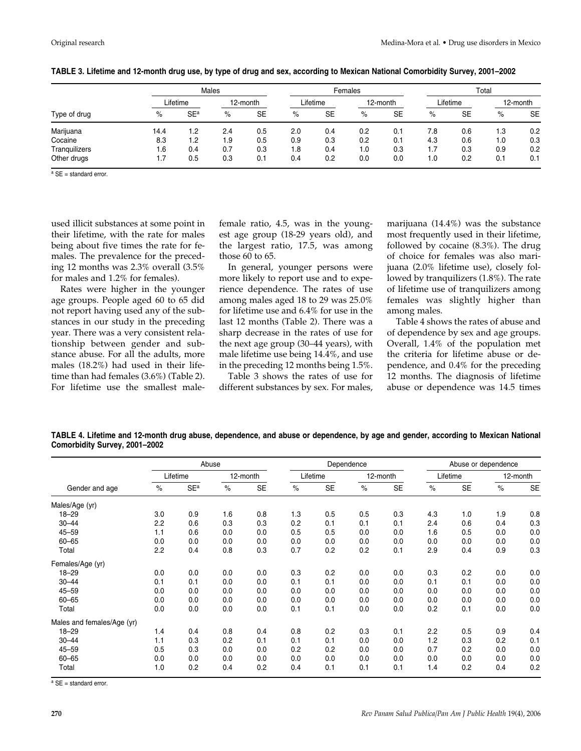**TABLE 3. Lifetime and 12-month drug use, by type of drug and sex, according to Mexican National Comorbidity Survey, 2001–2002**

| | Males | | | | Females | | | | Total | | | |
|---|---|---|---|---|---|---|---|---|---|---|---|---|
| | Lifetime | | 12-month | | Lifetime | | 12-month | | Lifetime | | 12-month | |
| Type of drug | % | SE[a] | % | SE | % | SE | % | SE | % | SE | % | SE |
| Marijuana | 14.4 | 1.2 | 2.4 | 0.5 | 2.0 | 0.4 | 0.2 | 0.1 | 7.8 | 0.6 | 1.3 | 0.2 |
| Cocaine | 8.3 | 1.2 | 1.9 | 0.5 | 0.9 | 0.3 | 0.2 | 0.1 | 4.3 | 0.6 | 1.0 | 0.3 |
| Tranquilizers | 1.6 | 0.4 | 0.7 | 0.3 | 1.8 | 0.4 | 1.0 | 0.3 | 1.7 | 0.3 | 0.9 | 0.2 |
| Other drugs | 1.7 | 0.5 | 0.3 | 0.1 | 0.4 | 0.2 | 0.0 | 0.0 | 1.0 | 0.2 | 0.1 | 0.1 |

[a] SE = standard error.

used illicit substances at some point in their lifetime, with the rate for males being about five times the rate for females. The prevalence for the preceding 12 months was 2.3% overall (3.5% for males and 1.2% for females).

Rates were higher in the younger age groups. People aged 60 to 65 did not report having used any of the substances in our study in the preceding year. There was a very consistent relationship between gender and substance abuse. For all the adults, more males (18.2%) had used in their lifetime than had females (3.6%) (Table 2). For lifetime use the smallest male-female ratio, 4.5, was in the youngest age group (18-29 years old), and the largest ratio, 17.5, was among those 60 to 65.

In general, younger persons were more likely to report use and to experience dependence. The rates of use among males aged 18 to 29 was 25.0% for lifetime use and 6.4% for use in the last 12 months (Table 2). There was a sharp decrease in the rates of use for the next age group (30–44 years), with male lifetime use being 14.4%, and use in the preceding 12 months being 1.5%.

Table 3 shows the rates of use for different substances by sex. For males, marijuana (14.4%) was the substance most frequently used in their lifetime, followed by cocaine (8.3%). The drug of choice for females was also marijuana (2.0% lifetime use), closely followed by tranquilizers (1.8%). The rate of lifetime use of tranquilizers among females was slightly higher than among males.

Table 4 shows the rates of abuse and of dependence by sex and age groups. Overall, 1.4% of the population met the criteria for lifetime abuse or dependence, and 0.4% for the preceding 12 months. The diagnosis of lifetime abuse or dependence was 14.5 times

**TABLE 4. Lifetime and 12-month drug abuse, dependence, and abuse or dependence, by age and gender, according to Mexican National Comorbidity Survey, 2001–2002**

| | Abuse | | | | Dependence | | | | Abuse or dependence | | | |
|---|---|---|---|---|---|---|---|---|---|---|---|---|
| | Lifetime | | 12-month | | Lifetime | | 12-month | | Lifetime | | 12-month | |
| Gender and age | % | SE[a] | % | SE | % | SE | % | SE | % | SE | % | SE |
| Males/Age (yr) | | | | | | | | | | | | |
| 18–29 | 3.0 | 0.9 | 1.6 | 0.8 | 1.3 | 0.5 | 0.5 | 0.3 | 4.3 | 1.0 | 1.9 | 0.8 |
| 30–44 | 2.2 | 0.6 | 0.3 | 0.3 | 0.2 | 0.1 | 0.1 | 0.1 | 2.4 | 0.6 | 0.4 | 0.3 |
| 45–59 | 1.1 | 0.6 | 0.0 | 0.0 | 0.5 | 0.5 | 0.0 | 0.0 | 1.6 | 0.5 | 0.0 | 0.0 |
| 60–65 | 0.0 | 0.0 | 0.0 | 0.0 | 0.0 | 0.0 | 0.0 | 0.0 | 0.0 | 0.0 | 0.0 | 0.0 |
| Total | 2.2 | 0.4 | 0.8 | 0.3 | 0.7 | 0.2 | 0.2 | 0.1 | 2.9 | 0.4 | 0.9 | 0.3 |
| Females/Age (yr) | | | | | | | | | | | | |
| 18–29 | 0.0 | 0.0 | 0.0 | 0.0 | 0.3 | 0.2 | 0.0 | 0.0 | 0.3 | 0.2 | 0.0 | 0.0 |
| 30–44 | 0.1 | 0.1 | 0.0 | 0.0 | 0.1 | 0.1 | 0.0 | 0.0 | 0.1 | 0.1 | 0.0 | 0.0 |
| 45–59 | 0.0 | 0.0 | 0.0 | 0.0 | 0.0 | 0.0 | 0.0 | 0.0 | 0.0 | 0.0 | 0.0 | 0.0 |
| 60–65 | 0.0 | 0.0 | 0.0 | 0.0 | 0.0 | 0.0 | 0.0 | 0.0 | 0.0 | 0.0 | 0.0 | 0.0 |
| Total | 0.0 | 0.0 | 0.0 | 0.0 | 0.1 | 0.1 | 0.0 | 0.0 | 0.2 | 0.1 | 0.0 | 0.0 |
| Males and females/Age (yr) | | | | | | | | | | | | |
| 18–29 | 1.4 | 0.4 | 0.8 | 0.4 | 0.8 | 0.2 | 0.3 | 0.1 | 2.2 | 0.5 | 0.9 | 0.4 |
| 30–44 | 1.1 | 0.3 | 0.2 | 0.1 | 0.1 | 0.1 | 0.0 | 0.0 | 1.2 | 0.3 | 0.2 | 0.1 |
| 45–59 | 0.5 | 0.3 | 0.0 | 0.0 | 0.2 | 0.2 | 0.0 | 0.0 | 0.7 | 0.2 | 0.0 | 0.0 |
| 60–65 | 0.0 | 0.0 | 0.0 | 0.0 | 0.0 | 0.0 | 0.0 | 0.0 | 0.0 | 0.0 | 0.0 | 0.0 |
| Total | 1.0 | 0.2 | 0.4 | 0.2 | 0.4 | 0.1 | 0.1 | 0.1 | 1.4 | 0.2 | 0.4 | 0.2 |

[a] SE = standard error.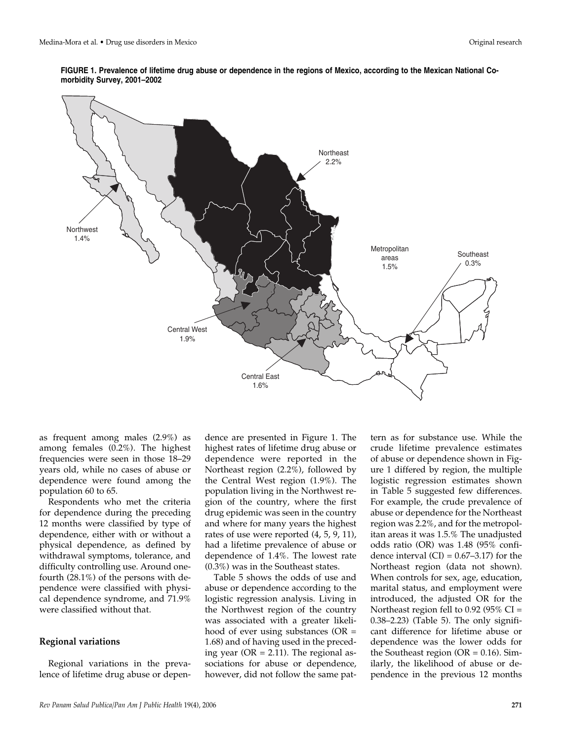**FIGURE 1. Prevalence of lifetime drug abuse or dependence in the regions of Mexico, according to the Mexican National Comorbidity Survey, 2001–2002**

Northeast 2.2%

Northwest 1.4%

Metropolitan areas 1.5%

Southeast 0.3%

Central West 1.9%

Central East 1.6%

as frequent among males (2.9%) as among females (0.2%). The highest frequencies were seen in those 18–29 years old, while no cases of abuse or dependence were found among the population 60 to 65.

Respondents who met the criteria for dependence during the preceding 12 months were classified by type of dependence, either with or without a physical dependence, as defined by withdrawal symptoms, tolerance, and difficulty controlling use. Around one-fourth (28.1%) of the persons with dependence were classified with physical dependence syndrome, and 71.9% were classified without that.

### Regional variations

Regional variations in the prevalence of lifetime drug abuse or dependence are presented in Figure 1. The highest rates of lifetime drug abuse or dependence were reported in the Northeast region (2.2%), followed by the Central West region (1.9%). The population living in the Northwest region of the country, where the first drug epidemic was seen in the country and where for many years the highest rates of use were reported (4, 5, 9, 11), had a lifetime prevalence of abuse or dependence of 1.4%. The lowest rate (0.3%) was in the Southeast states.

Table 5 shows the odds of use and abuse or dependence according to the logistic regression analysis. Living in the Northwest region of the country was associated with a greater likelihood of ever using substances (OR = 1.68) and of having used in the preceding year (OR = 2.11). The regional associations for abuse or dependence, however, did not follow the same pattern as for substance use. While the crude lifetime prevalence estimates of abuse or dependence shown in Figure 1 differed by region, the multiple logistic regression estimates shown in Table 5 suggested few differences. For example, the crude prevalence of abuse or dependence for the Northeast region was 2.2%, and for the metropolitan areas it was 1.5.% The unadjusted odds ratio (OR) was 1.48 (95% confidence interval (CI) = 0.67–3.17) for the Northeast region (data not shown). When controls for sex, age, education, marital status, and employment were introduced, the adjusted OR for the Northeast region fell to 0.92 (95% CI = 0.38–2.23) (Table 5). The only significant difference for lifetime abuse or dependence was the lower odds for the Southeast region (OR = 0.16). Similarly, the likelihood of abuse or dependence in the previous 12 months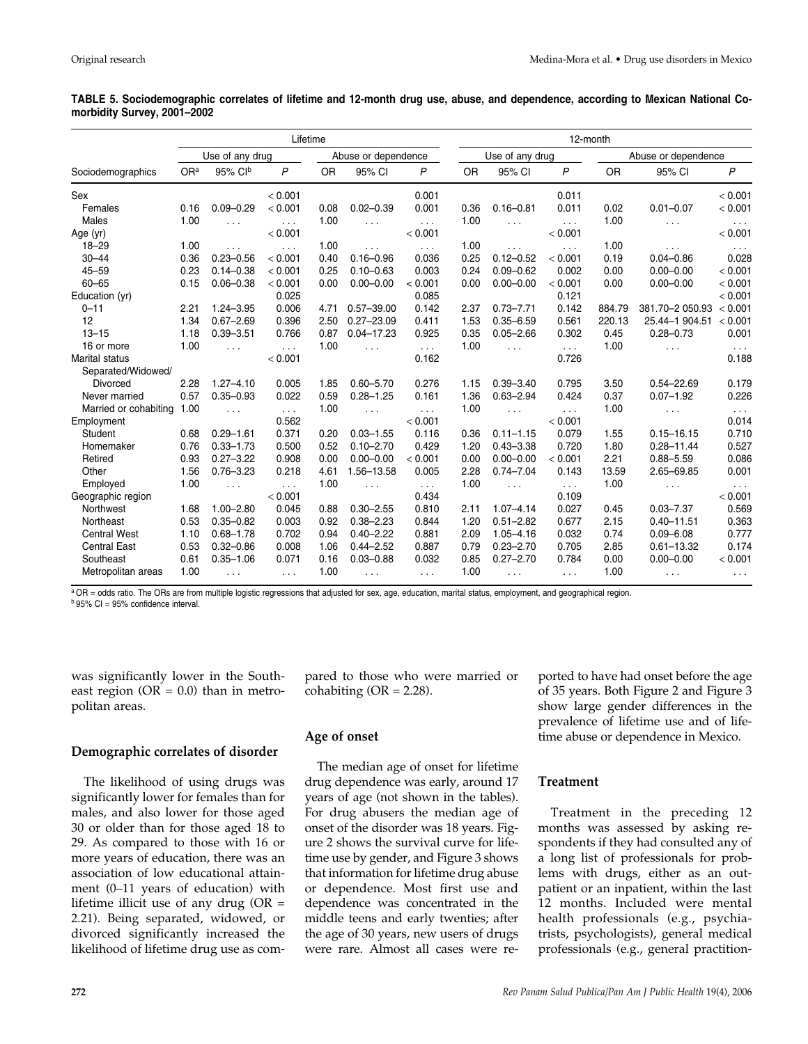**TABLE 5. Sociodemographic correlates of lifetime and 12-month drug use, abuse, and dependence, according to Mexican National Comorbidity Survey, 2001–2002**

| | Lifetime | | | | | | 12-month | | | | | |
|---|---|---|---|---|---|---|---|---|---|---|---|---|
| | Use of any drug | | | Abuse or dependence | | | Use of any drug | | | Abuse or dependence | | |
| Sociodemographics | OR[a] | 95% CI[b] | *P* | OR | 95% CI | *P* | OR | 95% CI | *P* | OR | 95% CI | *P* |
| Sex | | | < 0.001 | | | 0.001 | | | 0.011 | | | < 0.001 |
| Females | 0.16 | 0.09–0.29 | < 0.001 | 0.08 | 0.02–0.39 | 0.001 | 0.36 | 0.16–0.81 | 0.011 | 0.02 | 0.01–0.07 | < 0.001 |
| Males | 1.00 | . . . | . . . | 1.00 | . . . | . . . | 1.00 | . . . | . . . | 1.00 | . . . | . . . |
| Age (yr) | | | < 0.001 | | | < 0.001 | | | < 0.001 | | | < 0.001 |
| 18–29 | 1.00 | . . . | . . . | 1.00 | . . . | . . . | 1.00 | . . . | . . . | 1.00 | . . . | . . . |
| 30–44 | 0.36 | 0.23–0.56 | < 0.001 | 0.40 | 0.16–0.96 | 0.036 | 0.25 | 0.12–0.52 | < 0.001 | 0.19 | 0.04–0.86 | 0.028 |
| 45–59 | 0.23 | 0.14–0.38 | < 0.001 | 0.25 | 0.10–0.63 | 0.003 | 0.24 | 0.09–0.62 | 0.002 | 0.00 | 0.00–0.00 | < 0.001 |
| 60–65 | 0.15 | 0.06–0.38 | < 0.001 | 0.00 | 0.00–0.00 | < 0.001 | 0.00 | 0.00–0.00 | < 0.001 | 0.00 | 0.00–0.00 | < 0.001 |
| Education (yr) | | | 0.025 | | | 0.085 | | | 0.121 | | | < 0.001 |
| 0–11 | 2.21 | 1.24–3.95 | 0.006 | 4.71 | 0.57–39.00 | 0.142 | 2.37 | 0.73–7.71 | 0.142 | 884.79 | 381.70–2 050.93 | < 0.001 |
| 12 | 1.34 | 0.67–2.69 | 0.396 | 2.50 | 0.27–23.09 | 0.411 | 1.53 | 0.35–6.59 | 0.561 | 220.13 | 25.44–1 904.51 | < 0.001 |
| 13–15 | 1.18 | 0.39–3.51 | 0.766 | 0.87 | 0.04–17.23 | 0.925 | 0.35 | 0.05–2.66 | 0.302 | 0.45 | 0.28–0.73 | 0.001 |
| 16 or more | 1.00 | . . . | . . . | 1.00 | . . . | . . . | 1.00 | . . . | . . . | 1.00 | . . . | . . . |
| Marital status | | | < 0.001 | | | 0.162 | | | 0.726 | | | 0.188 |
| Separated/Widowed/ Divorced | 2.28 | 1.27–4.10 | 0.005 | 1.85 | 0.60–5.70 | 0.276 | 1.15 | 0.39–3.40 | 0.795 | 3.50 | 0.54–22.69 | 0.179 |
| Never married | 0.57 | 0.35–0.93 | 0.022 | 0.59 | 0.28–1.25 | 0.161 | 1.36 | 0.63–2.94 | 0.424 | 0.37 | 0.07–1.92 | 0.226 |
| Married or cohabiting | 1.00 | . . . | . . . | 1.00 | . . . | . . . | 1.00 | . . . | . . . | 1.00 | . . . | . . . |
| Employment | | | 0.562 | | | < 0.001 | | | < 0.001 | | | 0.014 |
| Student | 0.68 | 0.29–1.61 | 0.371 | 0.20 | 0.03–1.55 | 0.116 | 0.36 | 0.11–1.15 | 0.079 | 1.55 | 0.15–16.15 | 0.710 |
| Homemaker | 0.76 | 0.33–1.73 | 0.500 | 0.52 | 0.10–2.70 | 0.429 | 1.20 | 0.43–3.38 | 0.720 | 1.80 | 0.28–11.44 | 0.527 |
| Retired | 0.93 | 0.27–3.22 | 0.908 | 0.00 | 0.00–0.00 | < 0.001 | 0.00 | 0.00–0.00 | < 0.001 | 2.21 | 0.88–5.59 | 0.086 |
| Other | 1.56 | 0.76–3.23 | 0.218 | 4.61 | 1.56–13.58 | 0.005 | 2.28 | 0.74–7.04 | 0.143 | 13.59 | 2.65–69.85 | 0.001 |
| Employed | 1.00 | . . . | . . . | 1.00 | . . . | . . . | 1.00 | . . . | . . . | 1.00 | . . . | . . . |
| Geographic region | | | < 0.001 | | | 0.434 | | | 0.109 | | | < 0.001 |
| Northwest | 1.68 | 1.00–2.80 | 0.045 | 0.88 | 0.30–2.55 | 0.810 | 2.11 | 1.07–4.14 | 0.027 | 0.45 | 0.03–7.37 | 0.569 |
| Northeast | 0.53 | 0.35–0.82 | 0.003 | 0.92 | 0.38–2.23 | 0.844 | 1.20 | 0.51–2.82 | 0.677 | 2.15 | 0.40–11.51 | 0.363 |
| Central West | 1.10 | 0.68–1.78 | 0.702 | 0.94 | 0.40–2.22 | 0.881 | 2.09 | 1.05–4.16 | 0.032 | 0.74 | 0.09–6.08 | 0.777 |
| Central East | 0.53 | 0.32–0.86 | 0.008 | 1.06 | 0.44–2.52 | 0.887 | 0.79 | 0.23–2.70 | 0.705 | 2.85 | 0.61–13.32 | 0.174 |
| Southeast | 0.61 | 0.35–1.06 | 0.071 | 0.16 | 0.03–0.88 | 0.032 | 0.85 | 0.27–2.70 | 0.784 | 0.00 | 0.00–0.00 | < 0.001 |
| Metropolitan areas | 1.00 | . . . | . . . | 1.00 | . . . | . . . | 1.00 | . . . | . . . | 1.00 | . . . | . . . |

[a] OR = odds ratio. The ORs are from multiple logistic regressions that adjusted for sex, age, education, marital status, employment, and geographical region.
[b] 95% CI = 95% confidence interval.

was significantly lower in the Southeast region (OR = 0.0) than in metropolitan areas.

## Demographic correlates of disorder

The likelihood of using drugs was significantly lower for females than for males, and also lower for those aged 30 or older than for those aged 18 to 29. As compared to those with 16 or more years of education, there was an association of low educational attainment (0–11 years of education) with lifetime illicit use of any drug (OR = 2.21). Being separated, widowed, or divorced significantly increased the likelihood of lifetime drug use as compared to those who were married or cohabiting (OR = 2.28).

## Age of onset

The median age of onset for lifetime drug dependence was early, around 17 years of age (not shown in the tables). For drug abusers the median age of onset of the disorder was 18 years. Figure 2 shows the survival curve for lifetime use by gender, and Figure 3 shows that information for lifetime drug abuse or dependence. Most first use and dependence was concentrated in the middle teens and early twenties; after the age of 30 years, new users of drugs were rare. Almost all cases were reported to have had onset before the age of 35 years. Both Figure 2 and Figure 3 show large gender differences in the prevalence of lifetime use and of lifetime abuse or dependence in Mexico.

## Treatment

Treatment in the preceding 12 months was assessed by asking respondents if they had consulted any of a long list of professionals for problems with drugs, either as an outpatient or an inpatient, within the last 12 months. Included were mental health professionals (e.g., psychiatrists, psychologists), general medical professionals (e.g., general practition-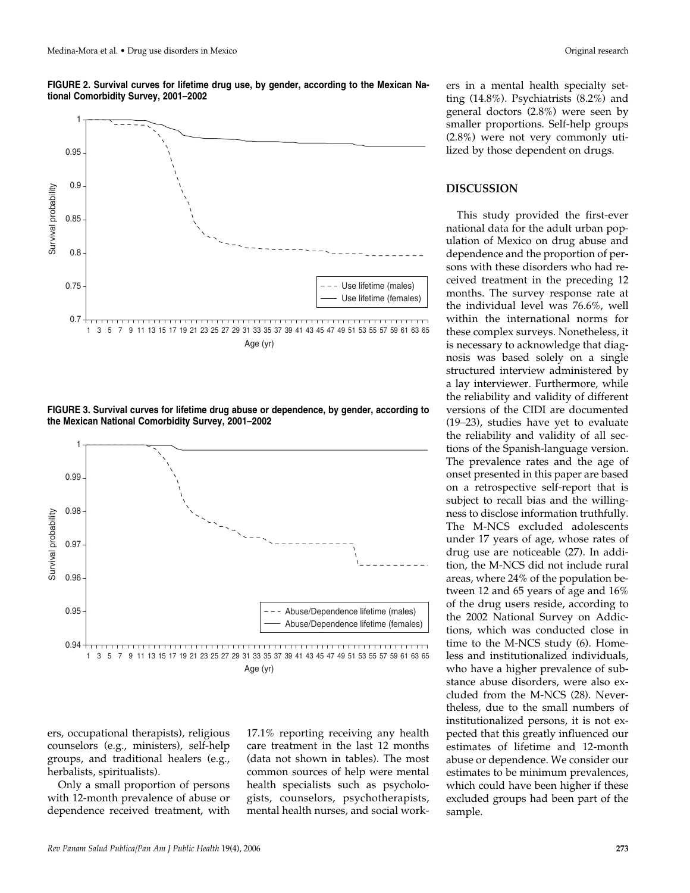**FIGURE 2. Survival curves for lifetime drug use, by gender, according to the Mexican National Comorbidity Survey, 2001–2002**

**FIGURE 3. Survival curves for lifetime drug abuse or dependence, by gender, according to the Mexican National Comorbidity Survey, 2001–2002**

ers, occupational therapists), religious counselors (e.g., ministers), self-help groups, and traditional healers (e.g., herbalists, spiritualists).

Only a small proportion of persons with 12-month prevalence of abuse or dependence received treatment, with 17.1% reporting receiving any health care treatment in the last 12 months (data not shown in tables). The most common sources of help were mental health specialists such as psychologists, counselors, psychotherapists, mental health nurses, and social workers in a mental health specialty setting (14.8%). Psychiatrists (8.2%) and general doctors (2.8%) were seen by smaller proportions. Self-help groups (2.8%) were not very commonly utilized by those dependent on drugs.

## DISCUSSION

This study provided the first-ever national data for the adult urban population of Mexico on drug abuse and dependence and the proportion of persons with these disorders who had received treatment in the preceding 12 months. The survey response rate at the individual level was 76.6%, well within the international norms for these complex surveys. Nonetheless, it is necessary to acknowledge that diagnosis was based solely on a single structured interview administered by a lay interviewer. Furthermore, while the reliability and validity of different versions of the CIDI are documented (19–23), studies have yet to evaluate the reliability and validity of all sections of the Spanish-language version. The prevalence rates and the age of onset presented in this paper are based on a retrospective self-report that is subject to recall bias and the willingness to disclose information truthfully. The M-NCS excluded adolescents under 17 years of age, whose rates of drug use are noticeable (27). In addition, the M-NCS did not include rural areas, where 24% of the population between 12 and 65 years of age and 16% of the drug users reside, according to the 2002 National Survey on Addictions, which was conducted close in time to the M-NCS study (6). Homeless and institutionalized individuals, who have a higher prevalence of substance abuse disorders, were also excluded from the M-NCS (28). Nevertheless, due to the small numbers of institutionalized persons, it is not expected that this greatly influenced our estimates of lifetime and 12-month abuse or dependence. We consider our estimates to be minimum prevalences, which could have been higher if these excluded groups had been part of the sample.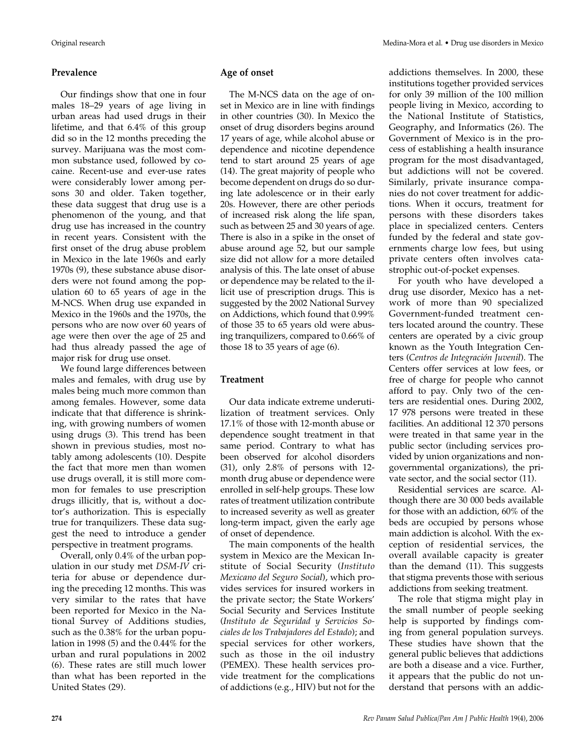## Prevalence

Our findings show that one in four males 18–29 years of age living in urban areas had used drugs in their lifetime, and that 6.4% of this group did so in the 12 months preceding the survey. Marijuana was the most common substance used, followed by cocaine. Recent-use and ever-use rates were considerably lower among persons 30 and older. Taken together, these data suggest that drug use is a phenomenon of the young, and that drug use has increased in the country in recent years. Consistent with the first onset of the drug abuse problem in Mexico in the late 1960s and early 1970s (9), these substance abuse disorders were not found among the population 60 to 65 years of age in the M-NCS. When drug use expanded in Mexico in the 1960s and the 1970s, the persons who are now over 60 years of age were then over the age of 25 and had thus already passed the age of major risk for drug use onset.

We found large differences between males and females, with drug use by males being much more common than among females. However, some data indicate that that difference is shrinking, with growing numbers of women using drugs (3). This trend has been shown in previous studies, most notably among adolescents (10). Despite the fact that more men than women use drugs overall, it is still more common for females to use prescription drugs illicitly, that is, without a doctor's authorization. This is especially true for tranquilizers. These data suggest the need to introduce a gender perspective in treatment programs.

Overall, only 0.4% of the urban population in our study met *DSM-IV* criteria for abuse or dependence during the preceding 12 months. This was very similar to the rates that have been reported for Mexico in the National Survey of Additions studies, such as the 0.38% for the urban population in 1998 (5) and the 0.44% for the urban and rural populations in 2002 (6). These rates are still much lower than what has been reported in the United States (29).

## Age of onset

The M-NCS data on the age of onset in Mexico are in line with findings in other countries (30). In Mexico the onset of drug disorders begins around 17 years of age, while alcohol abuse or dependence and nicotine dependence tend to start around 25 years of age (14). The great majority of people who become dependent on drugs do so during late adolescence or in their early 20s. However, there are other periods of increased risk along the life span, such as between 26 and 30 years of age. There is also in a spike in the onset of abuse around age 52, but our sample size did not allow for a more detailed analysis of this. The late onset of abuse or dependence may be related to the illicit use of prescription drugs. This is suggested by the 2002 National Survey on Addictions, which found that 0.99% of those 35 to 65 years old were abusing tranquilizers, compared to 0.66% of those 18 to 35 years of age (6).

## Treatment

Our data indicate extreme underutilization of treatment services. Only 17.1% of those with 12-month abuse or dependence sought treatment in that same period. Contrary to what has been observed for alcohol disorders (31), only 2.8% of persons with 12-month drug abuse or dependence were enrolled in self-help groups. These low rates of treatment utilization contribute to increased severity as well as greater long-term impact, given the early age of onset of dependence.

The main components of the health system in Mexico are the Mexican Institute of Social Security (*Instituto Mexicano del Seguro Social*), which provides services for insured workers in the private sector; the State Workers' Social Security and Services Institute (*Instituto de Seguridad y Servicios Sociales de los Trabajadores del Estado*); and special services for other workers, such as those in the oil industry (PEMEX). These health services provide treatment for the complications of addictions (e.g., HIV) but not for the addictions themselves. In 2000, these institutions together provided services for only 39 million of the 100 million people living in Mexico, according to the National Institute of Statistics, Geography, and Informatics (26). The Government of Mexico is in the process of establishing a health insurance program for the most disadvantaged, but addictions will not be covered. Similarly, private insurance companies do not cover treatment for addictions. When it occurs, treatment for persons with these disorders takes place in specialized centers. Centers funded by the federal and state governments charge low fees, but using private centers often involves catastrophic out-of-pocket expenses.

For youth who have developed a drug use disorder, Mexico has a network of more than 90 specialized Government-funded treatment centers located around the country. These centers are operated by a civic group known as the Youth Integration Centers (*Centros de Integración Juvenil*). The Centers offer services at low fees, or free of charge for people who cannot afford to pay. Only two of the centers are residential ones. During 2002, 17 978 persons were treated in these facilities. An additional 12 370 persons were treated in that same year in the public sector (including services provided by union organizations and nongovernmental organizations), the private sector, and the social sector (11).

Residential services are scarce. Although there are 30 000 beds available for those with an addiction, 60% of the beds are occupied by persons whose main addiction is alcohol. With the exception of residential services, the overall available capacity is greater than the demand (11). This suggests that stigma prevents those with serious addictions from seeking treatment.

The role that stigma might play in the small number of people seeking help is supported by findings coming from general population surveys. These studies have shown that the general public believes that addictions are both a disease and a vice. Further, it appears that the public do not understand that persons with an addic-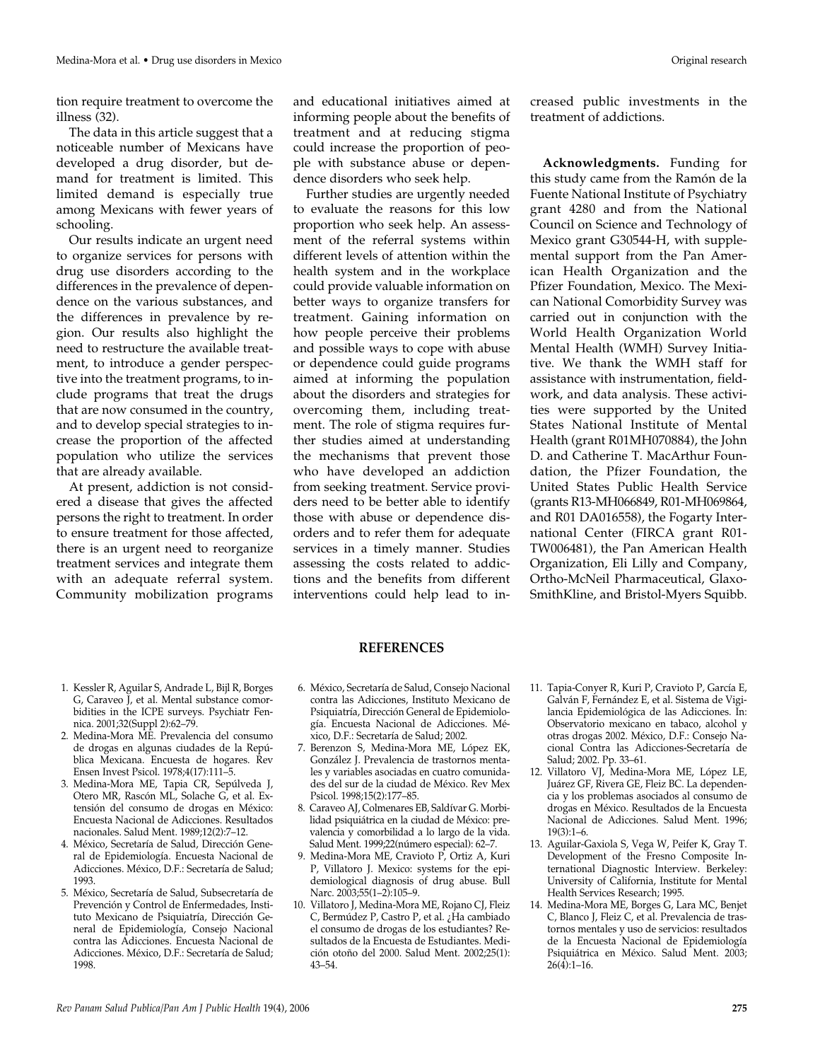tion require treatment to overcome the illness (32).

The data in this article suggest that a noticeable number of Mexicans have developed a drug disorder, but demand for treatment is limited. This limited demand is especially true among Mexicans with fewer years of schooling.

Our results indicate an urgent need to organize services for persons with drug use disorders according to the differences in the prevalence of dependence on the various substances, and the differences in prevalence by region. Our results also highlight the need to restructure the available treatment, to introduce a gender perspective into the treatment programs, to include programs that treat the drugs that are now consumed in the country, and to develop special strategies to increase the proportion of the affected population who utilize the services that are already available.

At present, addiction is not considered a disease that gives the affected persons the right to treatment. In order to ensure treatment for those affected, there is an urgent need to reorganize treatment services and integrate them with an adequate referral system. Community mobilization programs and educational initiatives aimed at informing people about the benefits of treatment and at reducing stigma could increase the proportion of people with substance abuse or dependence disorders who seek help.

Further studies are urgently needed to evaluate the reasons for this low proportion who seek help. An assessment of the referral systems within different levels of attention within the health system and in the workplace could provide valuable information on better ways to organize transfers for treatment. Gaining information on how people perceive their problems and possible ways to cope with abuse or dependence could guide programs aimed at informing the population about the disorders and strategies for overcoming them, including treatment. The role of stigma requires further studies aimed at understanding the mechanisms that prevent those who have developed an addiction from seeking treatment. Service providers need to be better able to identify those with abuse or dependence disorders and to refer them for adequate services in a timely manner. Studies assessing the costs related to addictions and the benefits from different interventions could help lead to increased public investments in the treatment of addictions.

**Acknowledgments.** Funding for this study came from the Ramón de la Fuente National Institute of Psychiatry grant 4280 and from the National Council on Science and Technology of Mexico grant G30544-H, with supplemental support from the Pan American Health Organization and the Pfizer Foundation, Mexico. The Mexican National Comorbidity Survey was carried out in conjunction with the World Health Organization World Mental Health (WMH) Survey Initiative. We thank the WMH staff for assistance with instrumentation, fieldwork, and data analysis. These activities were supported by the United States National Institute of Mental Health (grant R01MH070884), the John D. and Catherine T. MacArthur Foundation, the Pfizer Foundation, the United States Public Health Service (grants R13-MH066849, R01-MH069864, and R01 DA016558), the Fogarty International Center (FIRCA grant R01-TW006481), the Pan American Health Organization, Eli Lilly and Company, Ortho-McNeil Pharmaceutical, GlaxoSmithKline, and Bristol-Myers Squibb.

## REFERENCES

1. Kessler R, Aguilar S, Andrade L, Bijl R, Borges G, Caraveo J, et al. Mental substance comorbidities in the ICPE surveys. Psychiatr Fennica. 2001;32(Suppl 2):62–79.
2. Medina-Mora ME. Prevalencia del consumo de drogas en algunas ciudades de la República Mexicana. Encuesta de hogares. Rev Ensen Invest Psicol. 1978;4(17):111–5.
3. Medina-Mora ME, Tapia CR, Sepúlveda J, Otero MR, Rascón ML, Solache G, et al. Extensión del consumo de drogas en México: Encuesta Nacional de Adicciones. Resultados nacionales. Salud Ment. 1989;12(2):7–12.
4. México, Secretaría de Salud, Dirección General de Epidemiología. Encuesta Nacional de Adicciones. México, D.F.: Secretaría de Salud; 1993.
5. México, Secretaría de Salud, Subsecretaría de Prevención y Control de Enfermedades, Instituto Mexicano de Psiquiatría, Dirección General de Epidemiología, Consejo Nacional contra las Adicciones. Encuesta Nacional de Adicciones. México, D.F.: Secretaría de Salud; 1998.
6. México, Secretaría de Salud, Consejo Nacional contra las Adicciones, Instituto Mexicano de Psiquiatría, Dirección General de Epidemiología. Encuesta Nacional de Adicciones. México, D.F.: Secretaría de Salud; 2002.
7. Berenzon S, Medina-Mora ME, López EK, González J. Prevalencia de trastornos mentales y variables asociadas en cuatro comunidades del sur de la ciudad de México. Rev Mex Psicol. 1998;15(2):177–85.
8. Caraveo AJ, Colmenares EB, Saldívar G. Morbilidad psiquiátrica en la ciudad de México: prevalencia y comorbilidad a lo largo de la vida. Salud Ment. 1999;22(número especial): 62–7.
9. Medina-Mora ME, Cravioto P, Ortiz A, Kuri P, Villatoro J. Mexico: systems for the epidemiological diagnosis of drug abuse. Bull Narc. 2003;55(1–2):105–9.
10. Villatoro J, Medina-Mora ME, Rojano CJ, Fleiz C, Bermúdez P, Castro P, et al. ¿Ha cambiado el consumo de drogas de los estudiantes? Resultados de la Encuesta de Estudiantes. Medición otoño del 2000. Salud Ment. 2002;25(1): 43–54.
11. Tapia-Conyer R, Kuri P, Cravioto P, García E, Galván F, Fernández E, et al. Sistema de Vigilancia Epidemiológica de las Adicciones. In: Observatorio mexicano en tabaco, alcohol y otras drogas 2002. México, D.F.: Consejo Nacional Contra las Adicciones-Secretaría de Salud; 2002. Pp. 33–61.
12. Villatoro VJ, Medina-Mora ME, López LE, Juárez GF, Rivera GE, Fleiz BC. La dependencia y los problemas asociados al consumo de drogas en México. Resultados de la Encuesta Nacional de Adicciones. Salud Ment. 1996; 19(3):1–6.
13. Aguilar-Gaxiola S, Vega W, Peifer K, Gray T. Development of the Fresno Composite International Diagnostic Interview. Berkeley: University of California, Institute for Mental Health Services Research; 1995.
14. Medina-Mora ME, Borges G, Lara MC, Benjet C, Blanco J, Fleiz C, et al. Prevalencia de trastornos mentales y uso de servicios: resultados de la Encuesta Nacional de Epidemiología Psiquiátrica en México. Salud Ment. 2003; 26(4):1–16.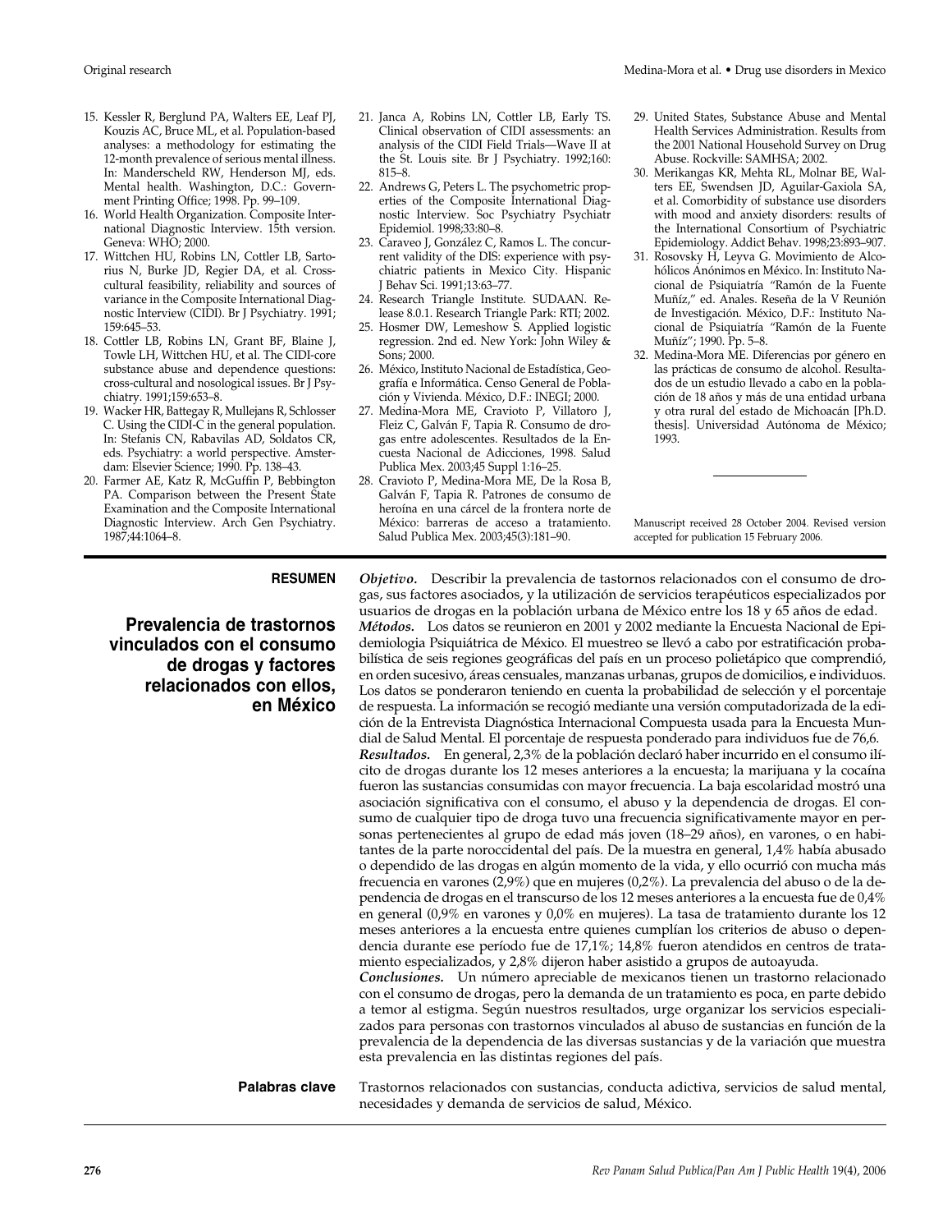15. Kessler R, Berglund PA, Walters EE, Leaf PJ, Kouzis AC, Bruce ML, et al. Population-based analyses: a methodology for estimating the 12-month prevalence of serious mental illness. In: Manderscheld RW, Henderson MJ, eds. Mental health. Washington, D.C.: Government Printing Office; 1998. Pp. 99–109.
16. World Health Organization. Composite International Diagnostic Interview. 15th version. Geneva: WHO; 2000.
17. Wittchen HU, Robins LN, Cottler LB, Sartorius N, Burke JD, Regier DA, et al. Cross-cultural feasibility, reliability and sources of variance in the Composite International Diagnostic Interview (CIDI). Br J Psychiatry. 1991; 159:645–53.
18. Cottler LB, Robins LN, Grant BF, Blaine J, Towle LH, Wittchen HU, et al. The CIDI-core substance abuse and dependence questions: cross-cultural and nosological issues. Br J Psychiatry. 1991;159:653–8.
19. Wacker HR, Battegay R, Mullejans R, Schlosser C. Using the CIDI-C in the general population. In: Stefanis CN, Rabavilas AD, Soldatos CR, eds. Psychiatry: a world perspective. Amsterdam: Elsevier Science; 1990. Pp. 138–43.
20. Farmer AE, Katz R, McGuffin P, Bebbington PA. Comparison between the Present State Examination and the Composite International Diagnostic Interview. Arch Gen Psychiatry. 1987;44:1064–8.
21. Janca A, Robins LN, Cottler LB, Early TS. Clinical observation of CIDI assessments: an analysis of the CIDI Field Trials—Wave II at the St. Louis site. Br J Psychiatry. 1992;160: 815–8.
22. Andrews G, Peters L. The psychometric properties of the Composite International Diagnostic Interview. Soc Psychiatry Psychiatr Epidemiol. 1998;33:80–8.
23. Caraveo J, González C, Ramos L. The concurrent validity of the DIS: experience with psychiatric patients in Mexico City. Hispanic J Behav Sci. 1991;13:63–77.
24. Research Triangle Institute. SUDAAN. Release 8.0.1. Research Triangle Park: RTI; 2002.
25. Hosmer DW, Lemeshow S. Applied logistic regression. 2nd ed. New York: John Wiley & Sons; 2000.
26. México, Instituto Nacional de Estadística, Geografía e Informática. Censo General de Población y Vivienda. México, D.F.: INEGI; 2000.
27. Medina-Mora ME, Cravioto P, Villatoro J, Fleiz C, Galván F, Tapia R. Consumo de drogas entre adolescentes. Resultados de la Encuesta Nacional de Adicciones, 1998. Salud Publica Mex. 2003;45 Suppl 1:16–25.
28. Cravioto P, Medina-Mora ME, De la Rosa B, Galván F, Tapia R. Patrones de consumo de heroína en una cárcel de la frontera norte de México: barreras de acceso a tratamiento. Salud Publica Mex. 2003;45(3):181–90.
29. United States, Substance Abuse and Mental Health Services Administration. Results from the 2001 National Household Survey on Drug Abuse. Rockville: SAMHSA; 2002.
30. Merikangas KR, Mehta RL, Molnar BE, Walters EE, Swendsen JD, Aguilar-Gaxiola SA, et al. Comorbidity of substance use disorders with mood and anxiety disorders: results of the International Consortium of Psychiatric Epidemiology. Addict Behav. 1998;23:893–907.
31. Rosovsky H, Leyva G. Movimiento de Alcohólicos Anónimos en México. In: Instituto Nacional de Psiquiatría "Ramón de la Fuente Muñíz," ed. Anales. Reseña de la V Reunión de Investigación. México, D.F.: Instituto Nacional de Psiquiatría "Ramón de la Fuente Muñíz"; 1990. Pp. 5–8.
32. Medina-Mora ME. Diferencias por género en las prácticas de consumo de alcohol. Resultados de un estudio llevado a cabo en la población de 18 años y más de una entidad urbana y otra rural del estado de Michoacán [Ph.D. thesis]. Universidad Autónoma de México; 1993.

Manuscript received 28 October 2004. Revised version accepted for publication 15 February 2006.

---

## RESUMEN

## Prevalencia de trastornos vinculados con el consumo de drogas y factores relacionados con ellos, en México

***Objetivo.*** Describir la prevalencia de tastornos relacionados con el consumo de drogas, sus factores asociados, y la utilización de servicios terapéuticos especializados por usuarios de drogas en la población urbana de México entre los 18 y 65 años de edad.

***Métodos.*** Los datos se reunieron en 2001 y 2002 mediante la Encuesta Nacional de Epidemiologia Psiquiátrica de México. El muestreo se llevó a cabo por estratificación probabilística de seis regiones geográficas del país en un proceso polietápico que comprendió, en orden sucesivo, áreas censuales, manzanas urbanas, grupos de domicilios, e individuos. Los datos se ponderaron teniendo en cuenta la probabilidad de selección y el porcentaje de respuesta. La información se recogió mediante una versión computadorizada de la edición de la Entrevista Diagnóstica Internacional Compuesta usada para la Encuesta Mundial de Salud Mental. El porcentaje de respuesta ponderado para individuos fue de 76,6.

***Resultados.*** En general, 2,3% de la población declaró haber incurrido en el consumo ilícito de drogas durante los 12 meses anteriores a la encuesta; la marijuana y la cocaína fueron las sustancias consumidas con mayor frecuencia. La baja escolaridad mostró una asociación significativa con el consumo, el abuso y la dependencia de drogas. El consumo de cualquier tipo de droga tuvo una frecuencia significativamente mayor en personas pertenecientes al grupo de edad más joven (18–29 años), en varones, o en habitantes de la parte noroccidental del país. De la muestra en general, 1,4% había abusado o dependido de las drogas en algún momento de la vida, y ello ocurrió con mucha más frecuencia en varones (2,9%) que en mujeres (0,2%). La prevalencia del abuso o de la dependencia de drogas en el transcurso de los 12 meses anteriores a la encuesta fue de 0,4% en general (0,9% en varones y 0,0% en mujeres). La tasa de tratamiento durante los 12 meses anteriores a la encuesta entre quienes cumplían los criterios de abuso o dependencia durante ese período fue de 17,1%; 14,8% fueron atendidos en centros de tratamiento especializados, y 2,8% dijeron haber asistido a grupos de autoayuda.

***Conclusiones.*** Un número apreciable de mexicanos tienen un trastorno relacionado con el consumo de drogas, pero la demanda de un tratamiento es poca, en parte debido a temor al estigma. Según nuestros resultados, urge organizar los servicios especializados para personas con trastornos vinculados al abuso de sustancias en función de la prevalencia de la dependencia de las diversas sustancias y de la variación que muestra esta prevalencia en las distintas regiones del país.

**Palabras clave** Trastornos relacionados con sustancias, conducta adictiva, servicios de salud mental, necesidades y demanda de servicios de salud, México.